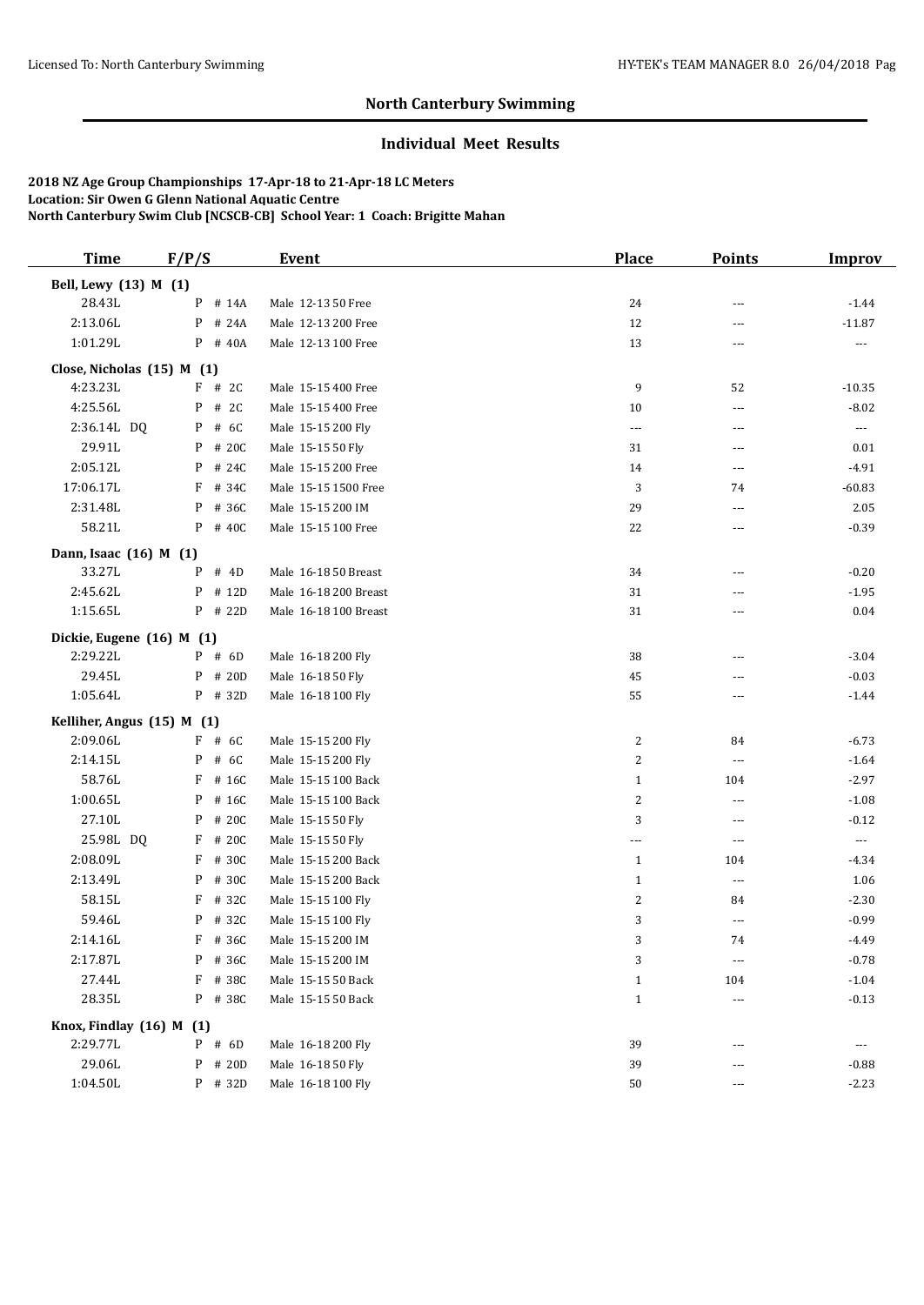## North Canterbury Swimming

### Individual Meet Results

**2018 NZ Age Group Championships 17-Apr-18 to 21-Apr-18 LC Meters**
**Location: Sir Owen G Glenn National Aquatic Centre**
**North Canterbury Swim Club [NCSCB-CB] School Year: 1 Coach: Brigitte Mahan**

| Time | F/P/S | Event | Place | Points | Improv |
|---|---|---|---|---|---|
| **Bell, Lewy (13) M (1)** | | | | | |
| 28.43L | P # 14A | Male 12-13 50 Free | 24 | --- | -1.44 |
| 2:13.06L | P # 24A | Male 12-13 200 Free | 12 | --- | -11.87 |
| 1:01.29L | P # 40A | Male 12-13 100 Free | 13 | --- | --- |
| **Close, Nicholas (15) M (1)** | | | | | |
| 4:23.23L | F # 2C | Male 15-15 400 Free | 9 | 52 | -10.35 |
| 4:25.56L | P # 2C | Male 15-15 400 Free | 10 | --- | -8.02 |
| 2:36.14L DQ | P # 6C | Male 15-15 200 Fly | --- | --- | --- |
| 29.91L | P # 20C | Male 15-15 50 Fly | 31 | --- | 0.01 |
| 2:05.12L | P # 24C | Male 15-15 200 Free | 14 | --- | -4.91 |
| 17:06.17L | F # 34C | Male 15-15 1500 Free | 3 | 74 | -60.83 |
| 2:31.48L | P # 36C | Male 15-15 200 IM | 29 | --- | 2.05 |
| 58.21L | P # 40C | Male 15-15 100 Free | 22 | --- | -0.39 |
| **Dann, Isaac (16) M (1)** | | | | | |
| 33.27L | P # 4D | Male 16-18 50 Breast | 34 | --- | -0.20 |
| 2:45.62L | P # 12D | Male 16-18 200 Breast | 31 | --- | -1.95 |
| 1:15.65L | P # 22D | Male 16-18 100 Breast | 31 | --- | 0.04 |
| **Dickie, Eugene (16) M (1)** | | | | | |
| 2:29.22L | P # 6D | Male 16-18 200 Fly | 38 | --- | -3.04 |
| 29.45L | P # 20D | Male 16-18 50 Fly | 45 | --- | -0.03 |
| 1:05.64L | P # 32D | Male 16-18 100 Fly | 55 | --- | -1.44 |
| **Kelliher, Angus (15) M (1)** | | | | | |
| 2:09.06L | F # 6C | Male 15-15 200 Fly | 2 | 84 | -6.73 |
| 2:14.15L | P # 6C | Male 15-15 200 Fly | 2 | --- | -1.64 |
| 58.76L | F # 16C | Male 15-15 100 Back | 1 | 104 | -2.97 |
| 1:00.65L | P # 16C | Male 15-15 100 Back | 2 | --- | -1.08 |
| 27.10L | P # 20C | Male 15-15 50 Fly | 3 | --- | -0.12 |
| 25.98L DQ | F # 20C | Male 15-15 50 Fly | --- | --- | --- |
| 2:08.09L | F # 30C | Male 15-15 200 Back | 1 | 104 | -4.34 |
| 2:13.49L | P # 30C | Male 15-15 200 Back | 1 | --- | 1.06 |
| 58.15L | F # 32C | Male 15-15 100 Fly | 2 | 84 | -2.30 |
| 59.46L | P # 32C | Male 15-15 100 Fly | 3 | --- | -0.99 |
| 2:14.16L | F # 36C | Male 15-15 200 IM | 3 | 74 | -4.49 |
| 2:17.87L | P # 36C | Male 15-15 200 IM | 3 | --- | -0.78 |
| 27.44L | F # 38C | Male 15-15 50 Back | 1 | 104 | -1.04 |
| 28.35L | P # 38C | Male 15-15 50 Back | 1 | --- | -0.13 |
| **Knox, Findlay (16) M (1)** | | | | | |
| 2:29.77L | P # 6D | Male 16-18 200 Fly | 39 | --- | --- |
| 29.06L | P # 20D | Male 16-18 50 Fly | 39 | --- | -0.88 |
| 1:04.50L | P # 32D | Male 16-18 100 Fly | 50 | --- | -2.23 |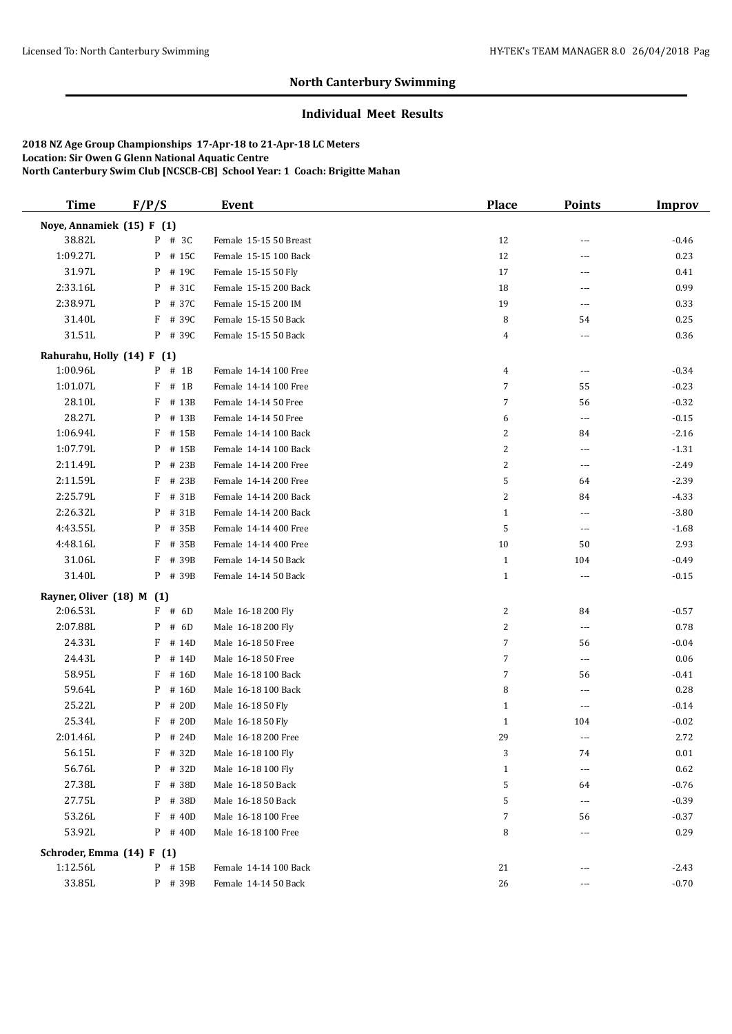## North Canterbury Swimming

### Individual Meet Results

**2018 NZ Age Group Championships 17-Apr-18 to 21-Apr-18 LC Meters**
**Location: Sir Owen G Glenn National Aquatic Centre**
**North Canterbury Swim Club [NCSCB-CB] School Year: 1 Coach: Brigitte Mahan**

| Time | F/P/S | Event | Place | Points | Improv |
|---|---|---|---|---|---|
| **Noye, Annamiek (15) F (1)** | | | | | |
| 38.82L | P # 3C | Female 15-15 50 Breast | 12 | --- | -0.46 |
| 1:09.27L | P # 15C | Female 15-15 100 Back | 12 | --- | 0.23 |
| 31.97L | P # 19C | Female 15-15 50 Fly | 17 | --- | 0.41 |
| 2:33.16L | P # 31C | Female 15-15 200 Back | 18 | --- | 0.99 |
| 2:38.97L | P # 37C | Female 15-15 200 IM | 19 | --- | 0.33 |
| 31.40L | F # 39C | Female 15-15 50 Back | 8 | 54 | 0.25 |
| 31.51L | P # 39C | Female 15-15 50 Back | 4 | --- | 0.36 |
| **Rahurahu, Holly (14) F (1)** | | | | | |
| 1:00.96L | P # 1B | Female 14-14 100 Free | 4 | --- | -0.34 |
| 1:01.07L | F # 1B | Female 14-14 100 Free | 7 | 55 | -0.23 |
| 28.10L | F # 13B | Female 14-14 50 Free | 7 | 56 | -0.32 |
| 28.27L | P # 13B | Female 14-14 50 Free | 6 | --- | -0.15 |
| 1:06.94L | F # 15B | Female 14-14 100 Back | 2 | 84 | -2.16 |
| 1:07.79L | P # 15B | Female 14-14 100 Back | 2 | --- | -1.31 |
| 2:11.49L | P # 23B | Female 14-14 200 Free | 2 | --- | -2.49 |
| 2:11.59L | F # 23B | Female 14-14 200 Free | 5 | 64 | -2.39 |
| 2:25.79L | F # 31B | Female 14-14 200 Back | 2 | 84 | -4.33 |
| 2:26.32L | P # 31B | Female 14-14 200 Back | 1 | --- | -3.80 |
| 4:43.55L | P # 35B | Female 14-14 400 Free | 5 | --- | -1.68 |
| 4:48.16L | F # 35B | Female 14-14 400 Free | 10 | 50 | 2.93 |
| 31.06L | F # 39B | Female 14-14 50 Back | 1 | 104 | -0.49 |
| 31.40L | P # 39B | Female 14-14 50 Back | 1 | --- | -0.15 |
| **Rayner, Oliver (18) M (1)** | | | | | |
| 2:06.53L | F # 6D | Male 16-18 200 Fly | 2 | 84 | -0.57 |
| 2:07.88L | P # 6D | Male 16-18 200 Fly | 2 | --- | 0.78 |
| 24.33L | F # 14D | Male 16-18 50 Free | 7 | 56 | -0.04 |
| 24.43L | P # 14D | Male 16-18 50 Free | 7 | --- | 0.06 |
| 58.95L | F # 16D | Male 16-18 100 Back | 7 | 56 | -0.41 |
| 59.64L | P # 16D | Male 16-18 100 Back | 8 | --- | 0.28 |
| 25.22L | P # 20D | Male 16-18 50 Fly | 1 | --- | -0.14 |
| 25.34L | F # 20D | Male 16-18 50 Fly | 1 | 104 | -0.02 |
| 2:01.46L | P # 24D | Male 16-18 200 Free | 29 | --- | 2.72 |
| 56.15L | F # 32D | Male 16-18 100 Fly | 3 | 74 | 0.01 |
| 56.76L | P # 32D | Male 16-18 100 Fly | 1 | --- | 0.62 |
| 27.38L | F # 38D | Male 16-18 50 Back | 5 | 64 | -0.76 |
| 27.75L | P # 38D | Male 16-18 50 Back | 5 | --- | -0.39 |
| 53.26L | F # 40D | Male 16-18 100 Free | 7 | 56 | -0.37 |
| 53.92L | P # 40D | Male 16-18 100 Free | 8 | --- | 0.29 |
| **Schroder, Emma (14) F (1)** | | | | | |
| 1:12.56L | P # 15B | Female 14-14 100 Back | 21 | --- | -2.43 |
| 33.85L | P # 39B | Female 14-14 50 Back | 26 | --- | -0.70 |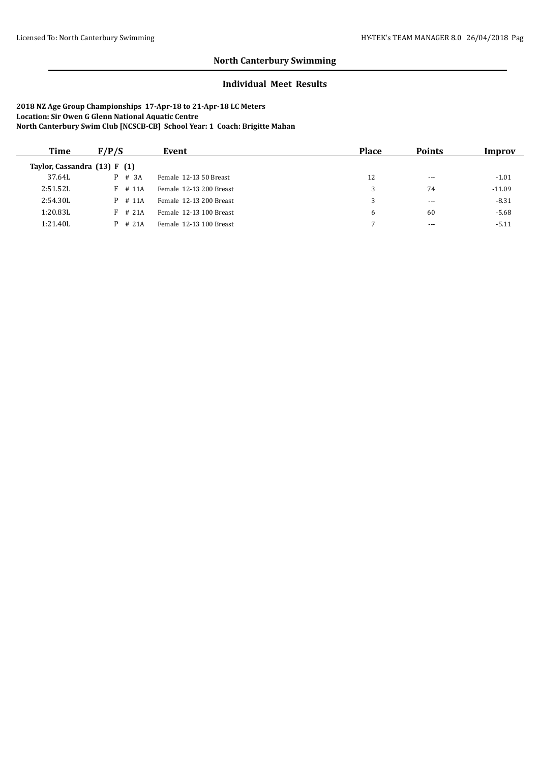## North Canterbury Swimming

### Individual Meet Results

**2018 NZ Age Group Championships 17-Apr-18 to 21-Apr-18 LC Meters**
**Location: Sir Owen G Glenn National Aquatic Centre**
**North Canterbury Swim Club [NCSCB-CB] School Year: 1 Coach: Brigitte Mahan**

| Time | F/P/S | Event | Place | Points | Improv |
|---|---|---|---|---|---|
| **Taylor, Cassandra (13) F (1)** | | | | | |
| 37.64L | P # 3A | Female 12-13 50 Breast | 12 | --- | -1.01 |
| 2:51.52L | F # 11A | Female 12-13 200 Breast | 3 | 74 | -11.09 |
| 2:54.30L | P # 11A | Female 12-13 200 Breast | 3 | --- | -8.31 |
| 1:20.83L | F # 21A | Female 12-13 100 Breast | 6 | 60 | -5.68 |
| 1:21.40L | P # 21A | Female 12-13 100 Breast | 7 | --- | -5.11 |